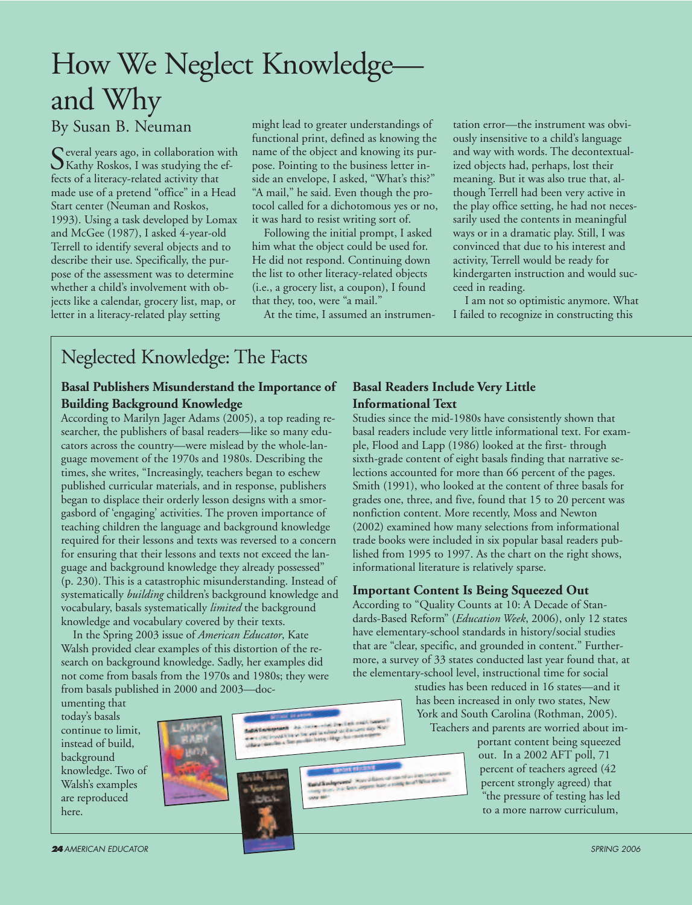# How We Neglect Knowledge—and Why

By Susan B. Neuman

Several years ago, in collaboration with Kathy Roskos, I was studying the effects of a literacy-related activity that made use of a pretend "office" in a Head Start center (Neuman and Roskos, 1993). Using a task developed by Lomax and McGee (1987), I asked 4-year-old Terrell to identify several objects and to describe their use. Specifically, the purpose of the assessment was to determine whether a child's involvement with objects like a calendar, grocery list, map, or letter in a literacy-related play setting might lead to greater understandings of functional print, defined as knowing the name of the object and knowing its purpose. Pointing to the business letter inside an envelope, I asked, "What's this?" "A mail," he said. Even though the protocol called for a dichotomous yes or no, it was hard to resist writing sort of.

Following the initial prompt, I asked him what the object could be used for. He did not respond. Continuing down the list to other literacy-related objects (i.e., a grocery list, a coupon), I found that they, too, were "a mail."

At the time, I assumed an instrumentation error—the instrument was obviously insensitive to a child's language and way with words. The decontextualized objects had, perhaps, lost their meaning. But it was also true that, although Terrell had been very active in the play office setting, he had not necessarily used the contents in meaningful ways or in a dramatic play. Still, I was convinced that due to his interest and activity, Terrell would be ready for kindergarten instruction and would succeed in reading.

I am not so optimistic anymore. What I failed to recognize in constructing this

## Neglected Knowledge: The Facts

### Basal Publishers Misunderstand the Importance of Building Background Knowledge

According to Marilyn Jager Adams (2005), a top reading researcher, the publishers of basal readers—like so many educators across the country—were mislead by the whole-language movement of the 1970s and 1980s. Describing the times, she writes, "Increasingly, teachers began to eschew published curricular materials, and in response, publishers began to displace their orderly lesson designs with a smorgasbord of 'engaging' activities. The proven importance of teaching children the language and background knowledge required for their lessons and texts was reversed to a concern for ensuring that their lessons and texts not exceed the language and background knowledge they already possessed" (p. 230). This is a catastrophic misunderstanding. Instead of systematically *building* children's background knowledge and vocabulary, basals systematically *limited* the background knowledge and vocabulary covered by their texts.

In the Spring 2003 issue of *American Educator*, Kate Walsh provided clear examples of this distortion of the research on background knowledge. Sadly, her examples did not come from basals from the 1970s and 1980s; they were from basals published in 2000 and 2003—documenting that today's basals continue to limit, instead of build, background knowledge. Two of Walsh's examples are reproduced here.

### Basal Readers Include Very Little Informational Text

Studies since the mid-1980s have consistently shown that basal readers include very little informational text. For example, Flood and Lapp (1986) looked at the first- through sixth-grade content of eight basals finding that narrative selections accounted for more than 66 percent of the pages. Smith (1991), who looked at the content of three basals for grades one, three, and five, found that 15 to 20 percent was nonfiction content. More recently, Moss and Newton (2002) examined how many selections from informational trade books were included in six popular basal readers published from 1995 to 1997. As the chart on the right shows, informational literature is relatively sparse.

### Important Content Is Being Squeezed Out

According to "Quality Counts at 10: A Decade of Standards-Based Reform" (*Education Week*, 2006), only 12 states have elementary-school standards in history/social studies that are "clear, specific, and grounded in content." Furthermore, a survey of 33 states conducted last year found that, at the elementary-school level, instructional time for social studies has been reduced in 16 states—and it has been increased in only two states, New York and South Carolina (Rothman, 2005).

Teachers and parents are worried about important content being squeezed out. In a 2002 AFT poll, 71 percent of teachers agreed (42 percent strongly agreed) that "the pressure of testing has led to a more narrow curriculum,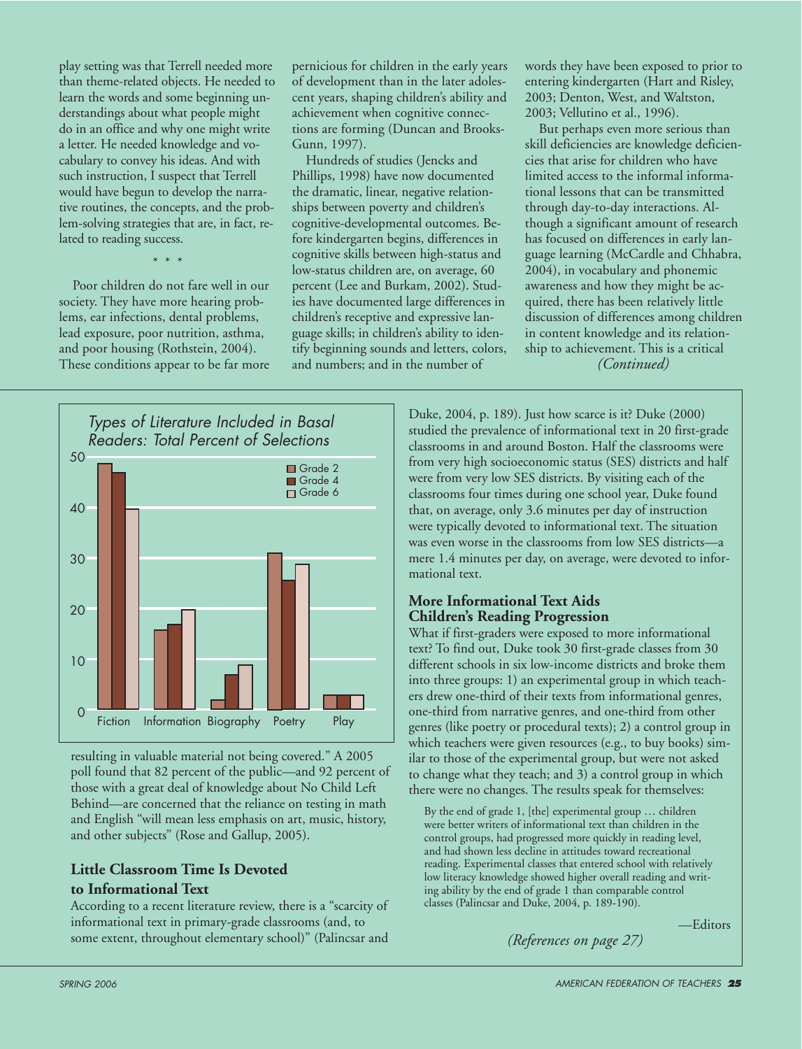play setting was that Terrell needed more than theme-related objects. He needed to learn the words and some beginning understandings about what people might do in an office and why one might write a letter. He needed knowledge and vocabulary to convey his ideas. And with such instruction, I suspect that Terrell would have begun to develop the narrative routines, the concepts, and the problem-solving strategies that are, in fact, related to reading success.

\* \* \*

Poor children do not fare well in our society. They have more hearing problems, ear infections, dental problems, lead exposure, poor nutrition, asthma, and poor housing (Rothstein, 2004). These conditions appear to be far more pernicious for children in the early years of development than in the later adolescent years, shaping children's ability and achievement when cognitive connections are forming (Duncan and Brooks-Gunn, 1997).

Hundreds of studies (Jencks and Phillips, 1998) have now documented the dramatic, linear, negative relationships between poverty and children's cognitive-developmental outcomes. Before kindergarten begins, differences in cognitive skills between high-status and low-status children are, on average, 60 percent (Lee and Burkam, 2002). Studies have documented large differences in children's receptive and expressive language skills; in children's ability to identify beginning sounds and letters, colors, and numbers; and in the number of words they have been exposed to prior to entering kindergarten (Hart and Risley, 2003; Denton, West, and Waltston, 2003; Vellutino et al., 1996).

But perhaps even more serious than skill deficiencies are knowledge deficiencies that arise for children who have limited access to the informal informational lessons that can be transmitted through day-to-day interactions. Although a significant amount of research has focused on differences in early language learning (McCardle and Chhabra, 2004), in vocabulary and phonemic awareness and how they might be acquired, there has been relatively little discussion of differences among children in content knowledge and its relationship to achievement. This is a critical

*(Continued)*

*Types of Literature Included in Basal Readers: Total Percent of Selections*

50
40
30
20
10
0

Grade 2
Grade 4
Grade 6

Fiction Information Biography Poetry Play

resulting in valuable material not being covered." A 2005 poll found that 82 percent of the public—and 92 percent of those with a great deal of knowledge about No Child Left Behind—are concerned that the reliance on testing in math and English "will mean less emphasis on art, music, history, and other subjects" (Rose and Gallup, 2005).

## Little Classroom Time Is Devoted to Informational Text

According to a recent literature review, there is a "scarcity of informational text in primary-grade classrooms (and, to some extent, throughout elementary school)" (Palincsar and Duke, 2004, p. 189). Just how scarce is it? Duke (2000) studied the prevalence of informational text in 20 first-grade classrooms in and around Boston. Half the classrooms were from very high socioeconomic status (SES) districts and half were from very low SES districts. By visiting each of the classrooms four times during one school year, Duke found that, on average, only 3.6 minutes per day of instruction were typically devoted to informational text. The situation was even worse in the classrooms from low SES districts—a mere 1.4 minutes per day, on average, were devoted to informational text.

## More Informational Text Aids Children's Reading Progression

What if first-graders were exposed to more informational text? To find out, Duke took 30 first-grade classes from 30 different schools in six low-income districts and broke them into three groups: 1) an experimental group in which teachers drew one-third of their texts from informational genres, one-third from narrative genres, and one-third from other genres (like poetry or procedural texts); 2) a control group in which teachers were given resources (e.g., to buy books) similar to those of the experimental group, but were not asked to change what they teach; and 3) a control group in which there were no changes. The results speak for themselves:

> By the end of grade 1, [the] experimental group … children were better writers of informational text than children in the control groups, had progressed more quickly in reading level, and had shown less decline in attitudes toward recreational reading. Experimental classes that entered school with relatively low literacy knowledge showed higher overall reading and writing ability by the end of grade 1 than comparable control classes (Palincsar and Duke, 2004, p. 189-190).

—Editors

*(References on page 27)*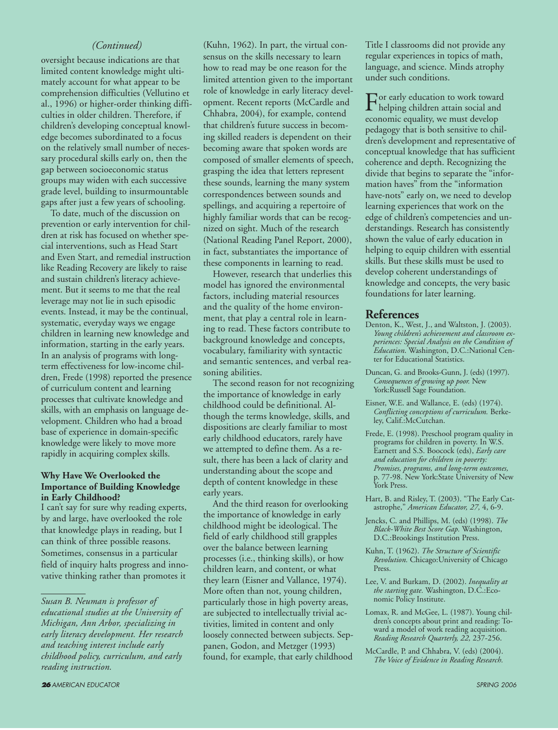*(Continued)*

oversight because indications are that limited content knowledge might ultimately account for what appear to be comprehension difficulties (Vellutino et al., 1996) or higher-order thinking difficulties in older children. Therefore, if children's developing conceptual knowledge becomes subordinated to a focus on the relatively small number of necessary procedural skills early on, then the gap between socioeconomic status groups may widen with each successive grade level, building to insurmountable gaps after just a few years of schooling.

To date, much of the discussion on prevention or early intervention for children at risk has focused on whether special interventions, such as Head Start and Even Start, and remedial instruction like Reading Recovery are likely to raise and sustain children's literacy achievement. But it seems to me that the real leverage may not lie in such episodic events. Instead, it may be the continual, systematic, everyday ways we engage children in learning new knowledge and information, starting in the early years. In an analysis of programs with long-term effectiveness for low-income children, Frede (1998) reported the presence of curriculum content and learning processes that cultivate knowledge and skills, with an emphasis on language development. Children who had a broad base of experience in domain-specific knowledge were likely to move more rapidly in acquiring complex skills.

### Why Have We Overlooked the Importance of Building Knowledge in Early Childhood?

I can't say for sure why reading experts, by and large, have overlooked the role that knowledge plays in reading, but I can think of three possible reasons. Sometimes, consensus in a particular field of inquiry halts progress and innovative thinking rather than promotes it (Kuhn, 1962). In part, the virtual consensus on the skills necessary to learn how to read may be one reason for the limited attention given to the important role of knowledge in early literacy development. Recent reports (McCardle and Chhabra, 2004), for example, contend that children's future success in becoming skilled readers is dependent on their becoming aware that spoken words are composed of smaller elements of speech, grasping the idea that letters represent these sounds, learning the many system correspondences between sounds and spellings, and acquiring a repertoire of highly familiar words that can be recognized on sight. Much of the research (National Reading Panel Report, 2000), in fact, substantiates the importance of these components in learning to read.

However, research that underlies this model has ignored the environmental factors, including material resources and the quality of the home environment, that play a central role in learning to read. These factors contribute to background knowledge and concepts, vocabulary, familiarity with syntactic and semantic sentences, and verbal reasoning abilities.

The second reason for not recognizing the importance of knowledge in early childhood could be definitional. Although the terms knowledge, skills, and dispositions are clearly familiar to most early childhood educators, rarely have we attempted to define them. As a result, there has been a lack of clarity and understanding about the scope and depth of content knowledge in these early years.

And the third reason for overlooking the importance of knowledge in early childhood might be ideological. The field of early childhood still grapples over the balance between learning processes (i.e., thinking skills), or how children learn, and content, or what they learn (Eisner and Vallance, 1974). More often than not, young children, particularly those in high poverty areas, are subjected to intellectually trivial activities, limited in content and only loosely connected between subjects. Seppanen, Godon, and Metzger (1993) found, for example, that early childhood Title I classrooms did not provide any regular experiences in topics of math, language, and science. Minds atrophy under such conditions.

For early education to work toward helping children attain social and economic equality, we must develop pedagogy that is both sensitive to children's development and representative of conceptual knowledge that has sufficient coherence and depth. Recognizing the divide that begins to separate the "information haves" from the "information have-nots" early on, we need to develop learning experiences that work on the edge of children's competencies and understandings. Research has consistently shown the value of early education in helping to equip children with essential skills. But these skills must be used to develop coherent understandings of knowledge and concepts, the very basic foundations for later learning.

*Susan B. Neuman is professor of educational studies at the University of Michigan, Ann Arbor, specializing in early literacy development. Her research and teaching interest include early childhood policy, curriculum, and early reading instruction.*

## References

Denton, K., West, J., and Waltston, J. (2003). *Young children's achievement and classroom experiences: Special Analysis on the Condition of Education.* Washington, D.C.:National Center for Educational Statistics.

Duncan, G. and Brooks-Gunn, J. (eds) (1997). *Consequences of growing up poor.* New York:Russell Sage Foundation.

Eisner, W.E. and Wallance, E. (eds) (1974). *Conflicting conceptions of curriculum.* Berkeley, Calif.:McCutchan.

Frede, E. (1998). Preschool program quality in programs for children in poverty. In W.S. Earnett and S.S. Boocock (eds), *Early care and education for children in poverty: Promises, programs, and long-term outcomes,* p. 77-98. New York:State University of New York Press.

Hart, B. and Risley, T. (2003). "The Early Catastrophe," *American Educator, 27,* 4, 6-9.

Jencks, C. and Phillips, M. (eds) (1998). *The Black-White Best Score Gap.* Washington, D.C.:Brookings Institution Press.

Kuhn, T. (1962). *The Structure of Scientific Revolution.* Chicago:University of Chicago Press.

Lee, V. and Burkam, D. (2002). *Inequality at the starting gate.* Washington, D.C.:Economic Policy Institute.

Lomax, R. and McGee, L. (1987). Young children's concepts about print and reading: Toward a model of work reading acquisition. *Reading Research Quarterly, 22,* 237-256.

McCardle, P. and Chhabra, V. (eds) (2004). *The Voice of Evidence in Reading Research.*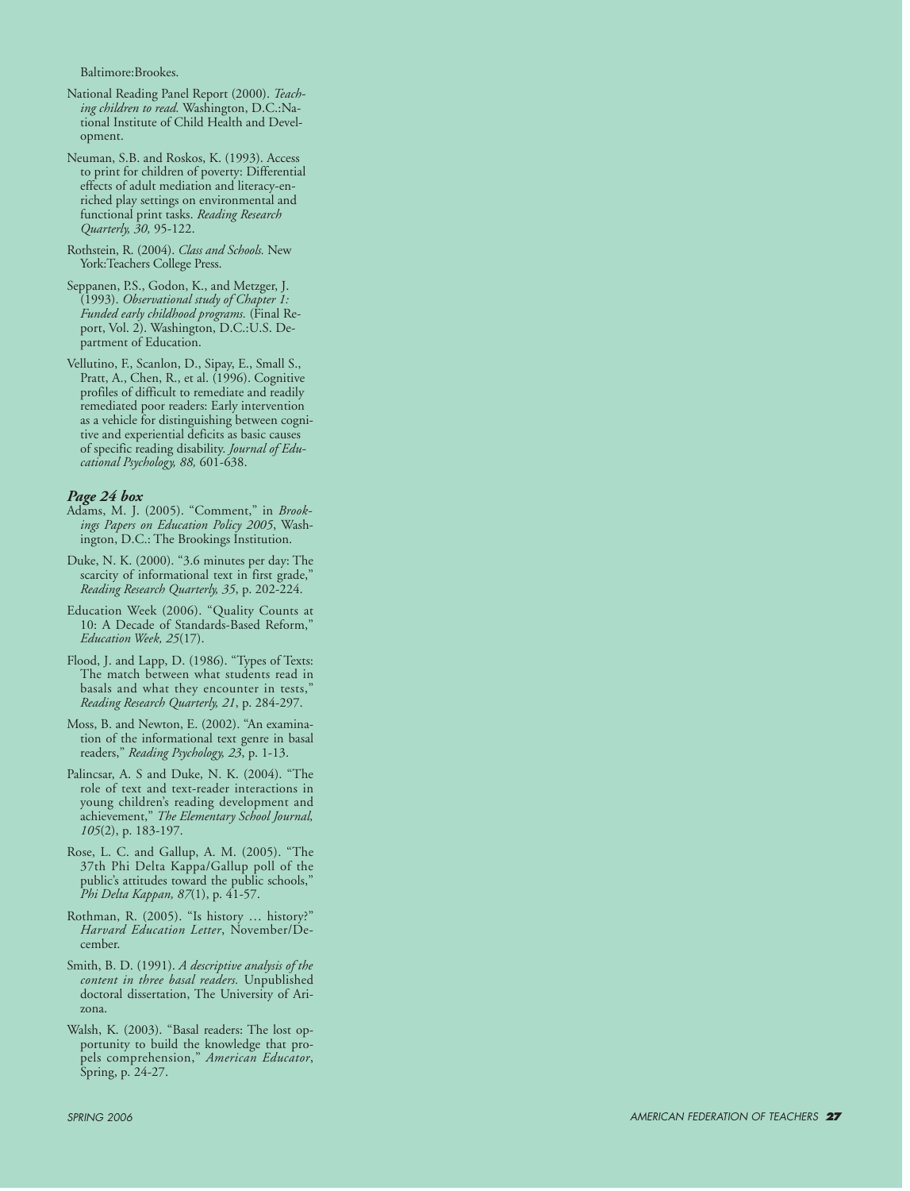Baltimore:Brookes.

National Reading Panel Report (2000). *Teaching children to read.* Washington, D.C.:National Institute of Child Health and Development.

Neuman, S.B. and Roskos, K. (1993). Access to print for children of poverty: Differential effects of adult mediation and literacy-enriched play settings on environmental and functional print tasks. *Reading Research Quarterly, 30,* 95-122.

Rothstein, R. (2004). *Class and Schools.* New York:Teachers College Press.

Seppanen, P.S., Godon, K., and Metzger, J. (1993). *Observational study of Chapter 1: Funded early childhood programs.* (Final Report, Vol. 2). Washington, D.C.:U.S. Department of Education.

Vellutino, F., Scanlon, D., Sipay, E., Small S., Pratt, A., Chen, R., et al. (1996). Cognitive profiles of difficult to remediate and readily remediated poor readers: Early intervention as a vehicle for distinguishing between cognitive and experiential deficits as basic causes of specific reading disability. *Journal of Educational Psychology, 88,* 601-638.

### *Page 24 box*

Adams, M. J. (2005). "Comment," in *Brookings Papers on Education Policy 2005*, Washington, D.C.: The Brookings Institution.

Duke, N. K. (2000). "3.6 minutes per day: The scarcity of informational text in first grade," *Reading Research Quarterly, 35*, p. 202-224.

Education Week (2006). "Quality Counts at 10: A Decade of Standards-Based Reform," *Education Week, 25*(17).

Flood, J. and Lapp, D. (1986). "Types of Texts: The match between what students read in basals and what they encounter in tests," *Reading Research Quarterly, 21*, p. 284-297.

Moss, B. and Newton, E. (2002). "An examination of the informational text genre in basal readers," *Reading Psychology, 23*, p. 1-13.

Palincsar, A. S and Duke, N. K. (2004). "The role of text and text-reader interactions in young children's reading development and achievement," *The Elementary School Journal, 105*(2), p. 183-197.

Rose, L. C. and Gallup, A. M. (2005). "The 37th Phi Delta Kappa/Gallup poll of the public's attitudes toward the public schools," *Phi Delta Kappan, 87*(1), p. 41-57.

Rothman, R. (2005). "Is history … history?" *Harvard Education Letter*, November/December.

Smith, B. D. (1991). *A descriptive analysis of the content in three basal readers.* Unpublished doctoral dissertation, The University of Arizona.

Walsh, K. (2003). "Basal readers: The lost opportunity to build the knowledge that propels comprehension," *American Educator*, Spring, p. 24-27.